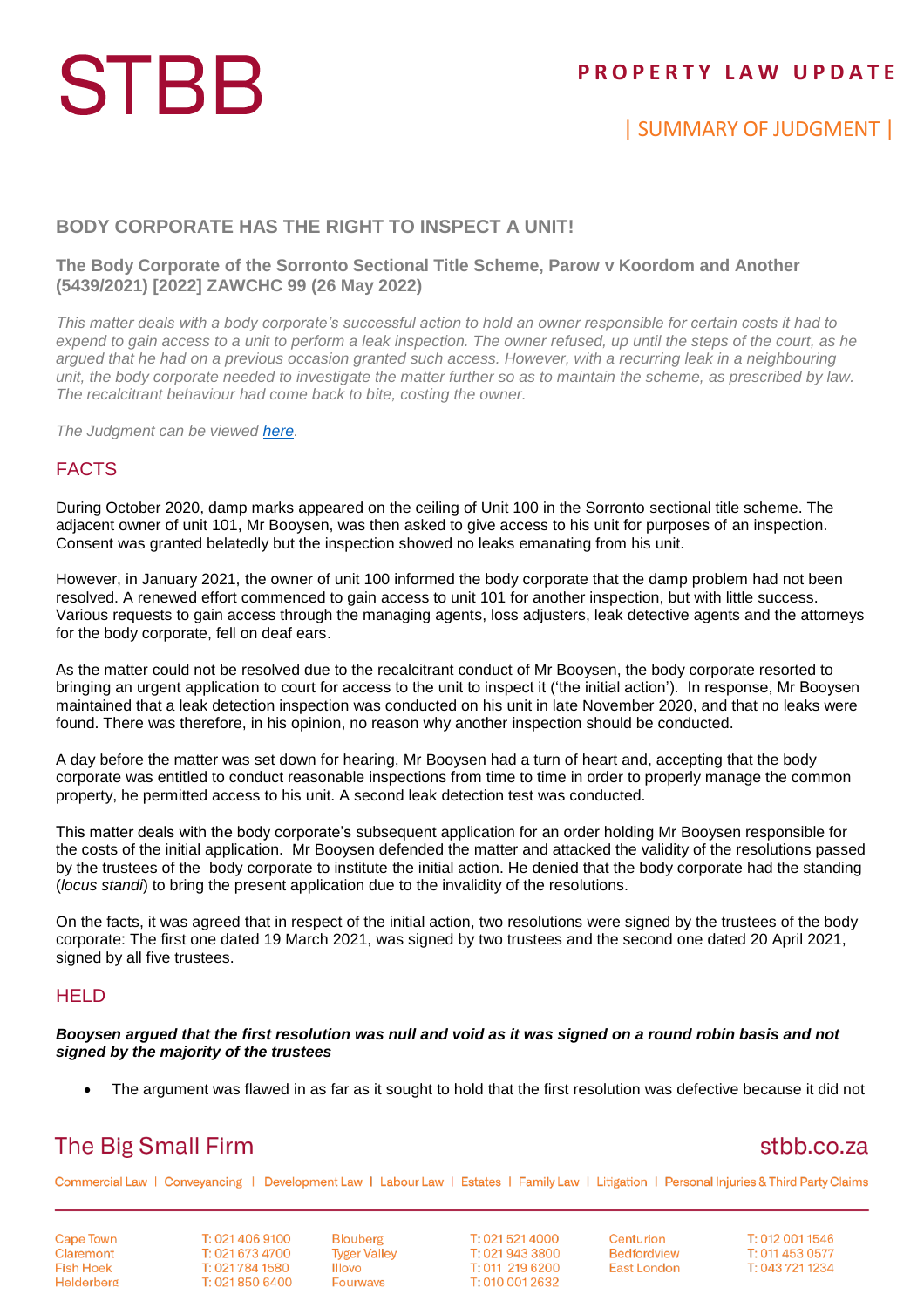# STBB

**PROPERTY LAW UPDATE**

| SUMMARY OF JUDGMENT |

## BODY CORPORATE HAS THE RIGHT TO INSPECT A UNIT!

### The Body Corporate of the Sorronto Sectional Title Scheme, Parow v Koordom and Another (5439/2021) [2022] ZAWCHC 99 (26 May 2022)

*This matter deals with a body corporate's successful action to hold an owner responsible for certain costs it had to expend to gain access to a unit to perform a leak inspection. The owner refused, up until the steps of the court, as he argued that he had on a previous occasion granted such access. However, with a recurring leak in a neighbouring unit, the body corporate needed to investigate the matter further so as to maintain the scheme, as prescribed by law. The recalcitrant behaviour had come back to bite, costing the owner.*

*The Judgment can be viewed [here](#).*

## FACTS

During October 2020, damp marks appeared on the ceiling of Unit 100 in the Sorronto sectional title scheme. The adjacent owner of unit 101, Mr Booysen, was then asked to give access to his unit for purposes of an inspection. Consent was granted belatedly but the inspection showed no leaks emanating from his unit.

However, in January 2021, the owner of unit 100 informed the body corporate that the damp problem had not been resolved. A renewed effort commenced to gain access to unit 101 for another inspection, but with little success. Various requests to gain access through the managing agents, loss adjusters, leak detective agents and the attorneys for the body corporate, fell on deaf ears.

As the matter could not be resolved due to the recalcitrant conduct of Mr Booysen, the body corporate resorted to bringing an urgent application to court for access to the unit to inspect it ('the initial action'). In response, Mr Booysen maintained that a leak detection inspection was conducted on his unit in late November 2020, and that no leaks were found. There was therefore, in his opinion, no reason why another inspection should be conducted.

A day before the matter was set down for hearing, Mr Booysen had a turn of heart and, accepting that the body corporate was entitled to conduct reasonable inspections from time to time in order to properly manage the common property, he permitted access to his unit. A second leak detection test was conducted.

This matter deals with the body corporate's subsequent application for an order holding Mr Booysen responsible for the costs of the initial application. Mr Booysen defended the matter and attacked the validity of the resolutions passed by the trustees of the body corporate to institute the initial action. He denied that the body corporate had the standing (*locus standi*) to bring the present application due to the invalidity of the resolutions.

On the facts, it was agreed that in respect of the initial action, two resolutions were signed by the trustees of the body corporate: The first one dated 19 March 2021, was signed by two trustees and the second one dated 20 April 2021, signed by all five trustees.

## HELD

***Booysen argued that the first resolution was null and void as it was signed on a round robin basis and not signed by the majority of the trustees***

- The argument was flawed in as far as it sought to hold that the first resolution was defective because it did not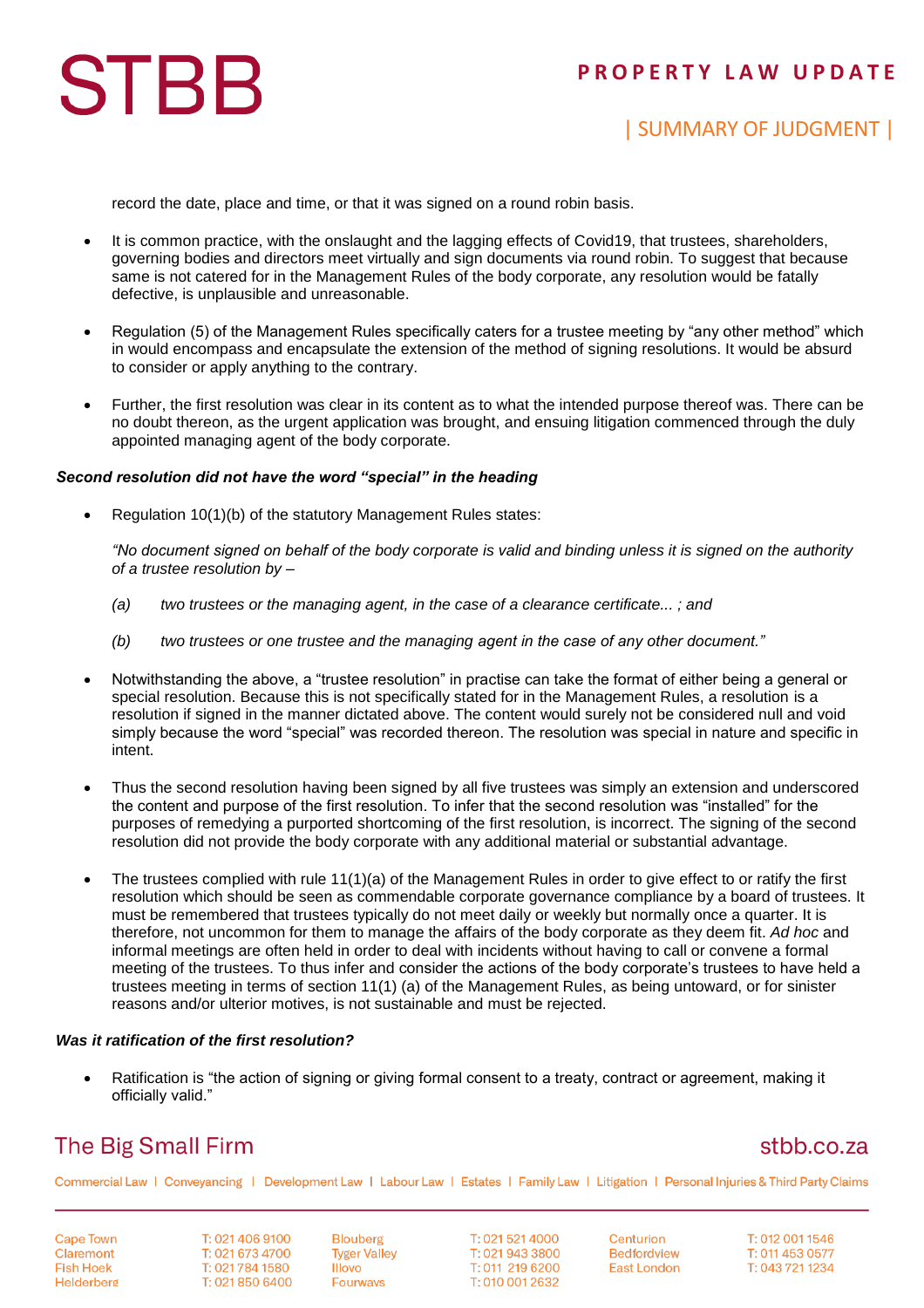record the date, place and time, or that it was signed on a round robin basis.

- It is common practice, with the onslaught and the lagging effects of Covid19, that trustees, shareholders, governing bodies and directors meet virtually and sign documents via round robin. To suggest that because same is not catered for in the Management Rules of the body corporate, any resolution would be fatally defective, is unplausible and unreasonable.
- Regulation (5) of the Management Rules specifically caters for a trustee meeting by "any other method" which in would encompass and encapsulate the extension of the method of signing resolutions. It would be absurd to consider or apply anything to the contrary.
- Further, the first resolution was clear in its content as to what the intended purpose thereof was. There can be no doubt thereon, as the urgent application was brought, and ensuing litigation commenced through the duly appointed managing agent of the body corporate.

***Second resolution did not have the word "special" in the heading***

- Regulation 10(1)(b) of the statutory Management Rules states:

  *"No document signed on behalf of the body corporate is valid and binding unless it is signed on the authority of a trustee resolution by –*

  *(a) two trustees or the managing agent, in the case of a clearance certificate... ; and*

  *(b) two trustees or one trustee and the managing agent in the case of any other document."*

- Notwithstanding the above, a "trustee resolution" in practise can take the format of either being a general or special resolution. Because this is not specifically stated for in the Management Rules, a resolution is a resolution if signed in the manner dictated above. The content would surely not be considered null and void simply because the word "special" was recorded thereon. The resolution was special in nature and specific in intent.
- Thus the second resolution having been signed by all five trustees was simply an extension and underscored the content and purpose of the first resolution. To infer that the second resolution was "installed" for the purposes of remedying a purported shortcoming of the first resolution, is incorrect. The signing of the second resolution did not provide the body corporate with any additional material or substantial advantage.
- The trustees complied with rule 11(1)(a) of the Management Rules in order to give effect to or ratify the first resolution which should be seen as commendable corporate governance compliance by a board of trustees. It must be remembered that trustees typically do not meet daily or weekly but normally once a quarter. It is therefore, not uncommon for them to manage the affairs of the body corporate as they deem fit. *Ad hoc* and informal meetings are often held in order to deal with incidents without having to call or convene a formal meeting of the trustees. To thus infer and consider the actions of the body corporate's trustees to have held a trustees meeting in terms of section 11(1) (a) of the Management Rules, as being untoward, or for sinister reasons and/or ulterior motives, is not sustainable and must be rejected.

***Was it ratification of the first resolution?***

- Ratification is "the action of signing or giving formal consent to a treaty, contract or agreement, making it officially valid."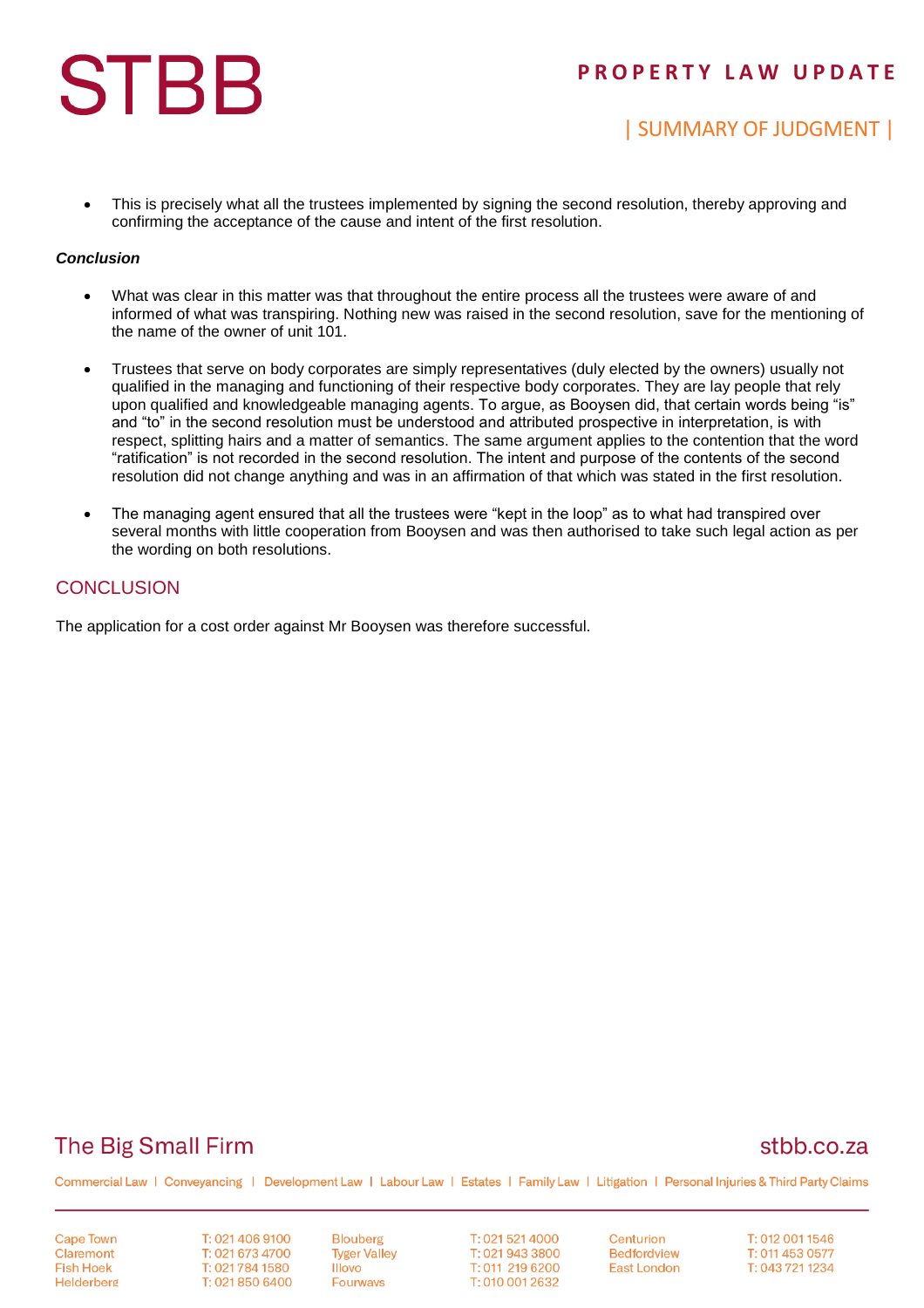- This is precisely what all the trustees implemented by signing the second resolution, thereby approving and confirming the acceptance of the cause and intent of the first resolution.

***Conclusion***

- What was clear in this matter was that throughout the entire process all the trustees were aware of and informed of what was transpiring. Nothing new was raised in the second resolution, save for the mentioning of the name of the owner of unit 101.

- Trustees that serve on body corporates are simply representatives (duly elected by the owners) usually not qualified in the managing and functioning of their respective body corporates. They are lay people that rely upon qualified and knowledgeable managing agents. To argue, as Booysen did, that certain words being "is" and "to" in the second resolution must be understood and attributed prospective in interpretation, is with respect, splitting hairs and a matter of semantics. The same argument applies to the contention that the word "ratification" is not recorded in the second resolution. The intent and purpose of the contents of the second resolution did not change anything and was in an affirmation of that which was stated in the first resolution.

- The managing agent ensured that all the trustees were "kept in the loop" as to what had transpired over several months with little cooperation from Booysen and was then authorised to take such legal action as per the wording on both resolutions.

## CONCLUSION

The application for a cost order against Mr Booysen was therefore successful.